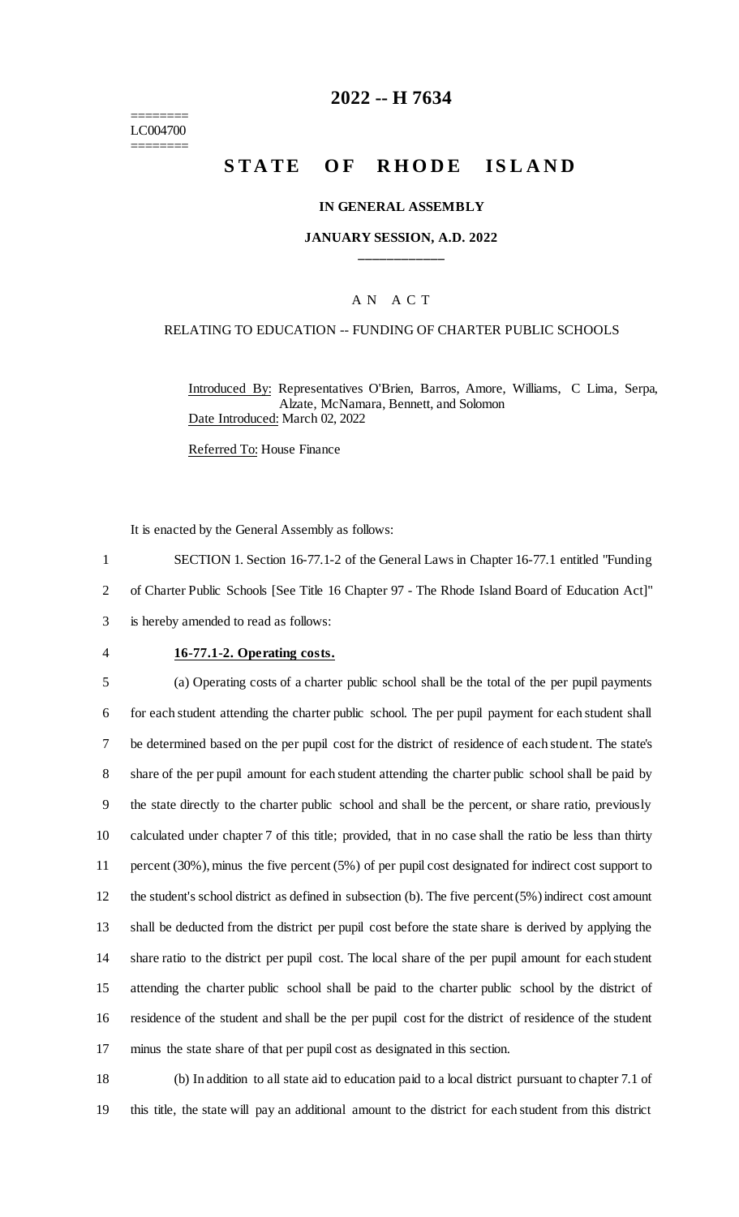# 2022 -- H 7634

========
LC004700
========

# STATE OF RHODE ISLAND

**IN GENERAL ASSEMBLY**

**JANUARY SESSION, A.D. 2022**

\_\_\_\_\_\_\_\_\_\_\_\_

A N A C T

RELATING TO EDUCATION -- FUNDING OF CHARTER PUBLIC SCHOOLS

Introduced By: Representatives O'Brien, Barros, Amore, Williams, C Lima, Serpa, Alzate, McNamara, Bennett, and Solomon

Date Introduced: March 02, 2022

Referred To: House Finance

It is enacted by the General Assembly as follows:

1 SECTION 1. Section 16-77.1-2 of the General Laws in Chapter 16-77.1 entitled "Funding
2 of Charter Public Schools [See Title 16 Chapter 97 - The Rhode Island Board of Education Act]"
3 is hereby amended to read as follows:

4 **16-77.1-2. Operating costs.**

5 (a) Operating costs of a charter public school shall be the total of the per pupil payments
6 for each student attending the charter public school. The per pupil payment for each student shall
7 be determined based on the per pupil cost for the district of residence of each student. The state's
8 share of the per pupil amount for each student attending the charter public school shall be paid by
9 the state directly to the charter public school and shall be the percent, or share ratio, previously
10 calculated under chapter 7 of this title; provided, that in no case shall the ratio be less than thirty
11 percent (30%), minus the five percent (5%) of per pupil cost designated for indirect cost support to
12 the student's school district as defined in subsection (b). The five percent (5%) indirect cost amount
13 shall be deducted from the district per pupil cost before the state share is derived by applying the
14 share ratio to the district per pupil cost. The local share of the per pupil amount for each student
15 attending the charter public school shall be paid to the charter public school by the district of
16 residence of the student and shall be the per pupil cost for the district of residence of the student
17 minus the state share of that per pupil cost as designated in this section.

18 (b) In addition to all state aid to education paid to a local district pursuant to chapter 7.1 of
19 this title, the state will pay an additional amount to the district for each student from this district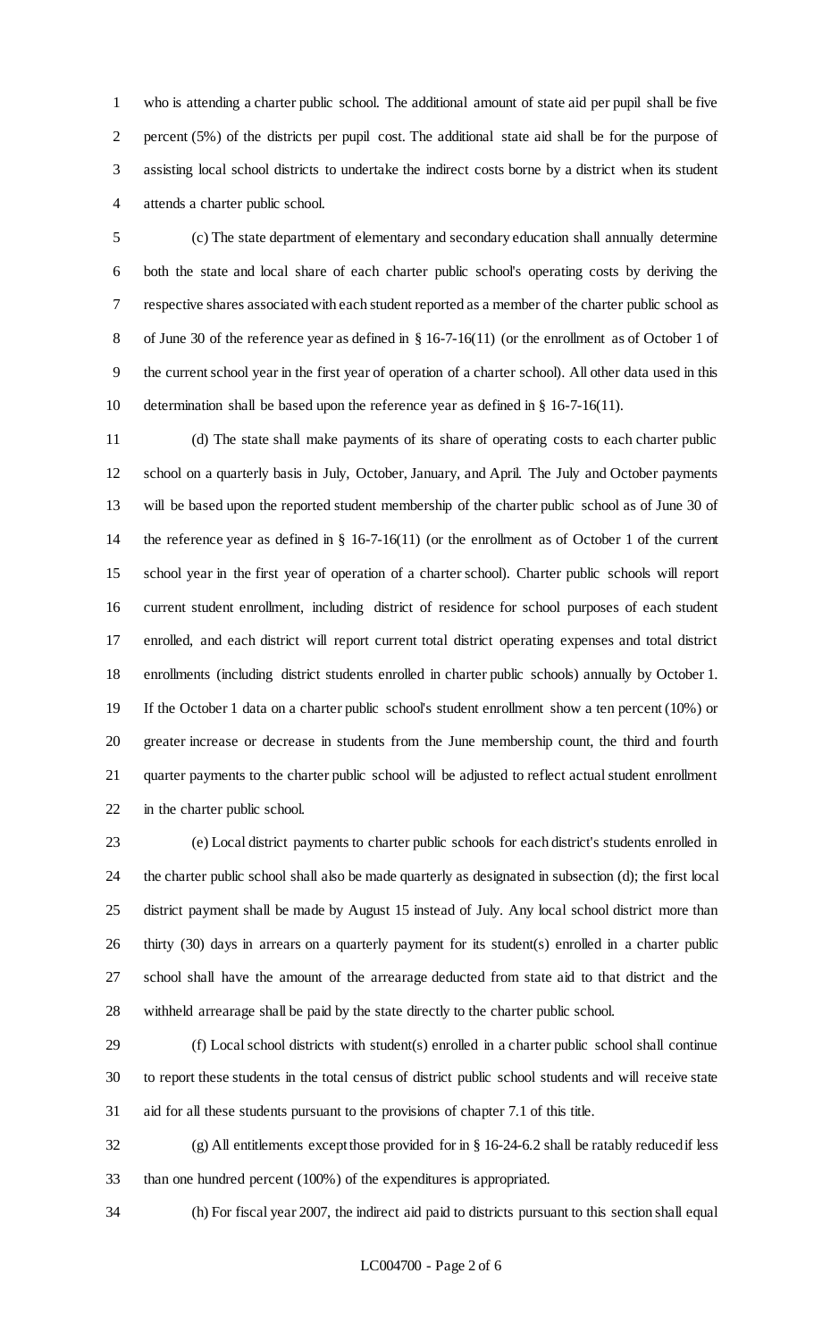who is attending a charter public school. The additional amount of state aid per pupil shall be five percent (5%) of the districts per pupil cost. The additional state aid shall be for the purpose of assisting local school districts to undertake the indirect costs borne by a district when its student attends a charter public school.

(c) The state department of elementary and secondary education shall annually determine both the state and local share of each charter public school's operating costs by deriving the respective shares associated with each student reported as a member of the charter public school as of June 30 of the reference year as defined in § 16-7-16(11) (or the enrollment as of October 1 of the current school year in the first year of operation of a charter school). All other data used in this determination shall be based upon the reference year as defined in § 16-7-16(11).

(d) The state shall make payments of its share of operating costs to each charter public school on a quarterly basis in July, October, January, and April. The July and October payments will be based upon the reported student membership of the charter public school as of June 30 of the reference year as defined in § 16-7-16(11) (or the enrollment as of October 1 of the current school year in the first year of operation of a charter school). Charter public schools will report current student enrollment, including district of residence for school purposes of each student enrolled, and each district will report current total district operating expenses and total district enrollments (including district students enrolled in charter public schools) annually by October 1. If the October 1 data on a charter public school's student enrollment show a ten percent (10%) or greater increase or decrease in students from the June membership count, the third and fourth quarter payments to the charter public school will be adjusted to reflect actual student enrollment in the charter public school.

(e) Local district payments to charter public schools for each district's students enrolled in the charter public school shall also be made quarterly as designated in subsection (d); the first local district payment shall be made by August 15 instead of July. Any local school district more than thirty (30) days in arrears on a quarterly payment for its student(s) enrolled in a charter public school shall have the amount of the arrearage deducted from state aid to that district and the withheld arrearage shall be paid by the state directly to the charter public school.

(f) Local school districts with student(s) enrolled in a charter public school shall continue to report these students in the total census of district public school students and will receive state aid for all these students pursuant to the provisions of chapter 7.1 of this title.

(g) All entitlements except those provided for in § 16-24-6.2 shall be ratably reduced if less than one hundred percent (100%) of the expenditures is appropriated.

(h) For fiscal year 2007, the indirect aid paid to districts pursuant to this section shall equal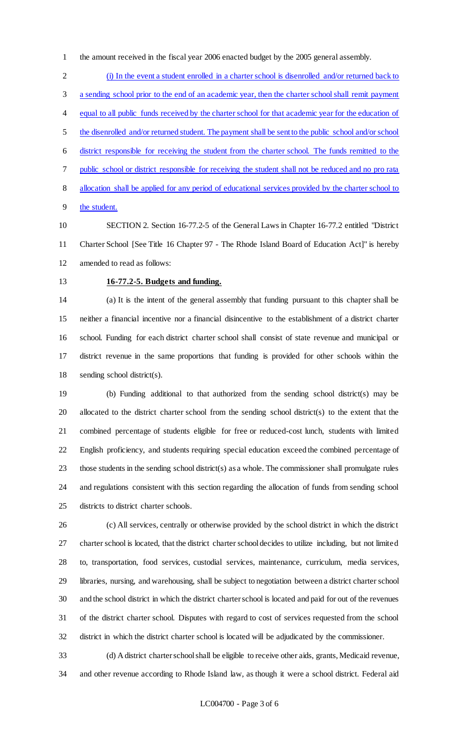the amount received in the fiscal year 2006 enacted budget by the 2005 general assembly.

(i) In the event a student enrolled in a charter school is disenrolled and/or returned back to a sending school prior to the end of an academic year, then the charter school shall remit payment equal to all public funds received by the charter school for that academic year for the education of the disenrolled and/or returned student. The payment shall be sent to the public school and/or school district responsible for receiving the student from the charter school. The funds remitted to the public school or district responsible for receiving the student shall not be reduced and no pro rata allocation shall be applied for any period of educational services provided by the charter school to the student.

SECTION 2. Section 16-77.2-5 of the General Laws in Chapter 16-77.2 entitled "District Charter School [See Title 16 Chapter 97 - The Rhode Island Board of Education Act]" is hereby amended to read as follows:

**16-77.2-5. Budgets and funding.**

(a) It is the intent of the general assembly that funding pursuant to this chapter shall be neither a financial incentive nor a financial disincentive to the establishment of a district charter school. Funding for each district charter school shall consist of state revenue and municipal or district revenue in the same proportions that funding is provided for other schools within the sending school district(s).

(b) Funding additional to that authorized from the sending school district(s) may be allocated to the district charter school from the sending school district(s) to the extent that the combined percentage of students eligible for free or reduced-cost lunch, students with limited English proficiency, and students requiring special education exceed the combined percentage of those students in the sending school district(s) as a whole. The commissioner shall promulgate rules and regulations consistent with this section regarding the allocation of funds from sending school districts to district charter schools.

(c) All services, centrally or otherwise provided by the school district in which the district charter school is located, that the district charter school decides to utilize including, but not limited to, transportation, food services, custodial services, maintenance, curriculum, media services, libraries, nursing, and warehousing, shall be subject to negotiation between a district charter school and the school district in which the district charter school is located and paid for out of the revenues of the district charter school. Disputes with regard to cost of services requested from the school district in which the district charter school is located will be adjudicated by the commissioner.

(d) A district charter school shall be eligible to receive other aids, grants, Medicaid revenue, and other revenue according to Rhode Island law, as though it were a school district. Federal aid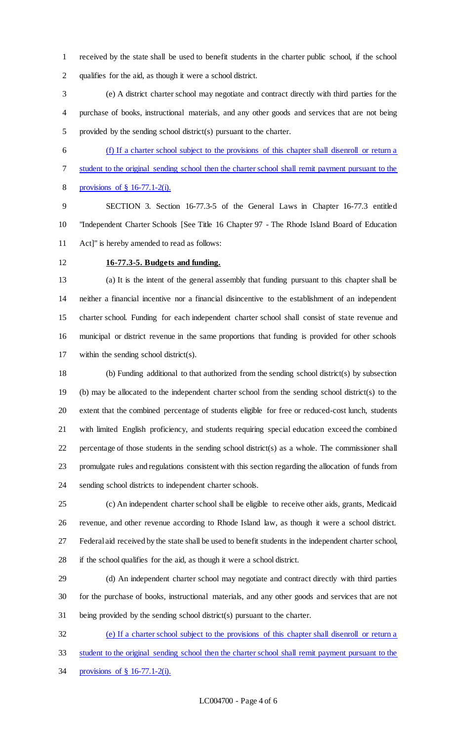received by the state shall be used to benefit students in the charter public school, if the school qualifies for the aid, as though it were a school district.

(e) A district charter school may negotiate and contract directly with third parties for the purchase of books, instructional materials, and any other goods and services that are not being provided by the sending school district(s) pursuant to the charter.

<u>(f) If a charter school subject to the provisions of this chapter shall disenroll or return a student to the original sending school then the charter school shall remit payment pursuant to the provisions of § 16-77.1-2(i).</u>

SECTION 3. Section 16-77.3-5 of the General Laws in Chapter 16-77.3 entitled "Independent Charter Schools [See Title 16 Chapter 97 - The Rhode Island Board of Education Act]" is hereby amended to read as follows:

**<u>16-77.3-5. Budgets and funding.</u>**

(a) It is the intent of the general assembly that funding pursuant to this chapter shall be neither a financial incentive nor a financial disincentive to the establishment of an independent charter school. Funding for each independent charter school shall consist of state revenue and municipal or district revenue in the same proportions that funding is provided for other schools within the sending school district(s).

(b) Funding additional to that authorized from the sending school district(s) by subsection (b) may be allocated to the independent charter school from the sending school district(s) to the extent that the combined percentage of students eligible for free or reduced-cost lunch, students with limited English proficiency, and students requiring special education exceed the combined percentage of those students in the sending school district(s) as a whole. The commissioner shall promulgate rules and regulations consistent with this section regarding the allocation of funds from sending school districts to independent charter schools.

(c) An independent charter school shall be eligible to receive other aids, grants, Medicaid revenue, and other revenue according to Rhode Island law, as though it were a school district. Federal aid received by the state shall be used to benefit students in the independent charter school, if the school qualifies for the aid, as though it were a school district.

(d) An independent charter school may negotiate and contract directly with third parties for the purchase of books, instructional materials, and any other goods and services that are not being provided by the sending school district(s) pursuant to the charter.

<u>(e) If a charter school subject to the provisions of this chapter shall disenroll or return a student to the original sending school then the charter school shall remit payment pursuant to the provisions of § 16-77.1-2(i).</u>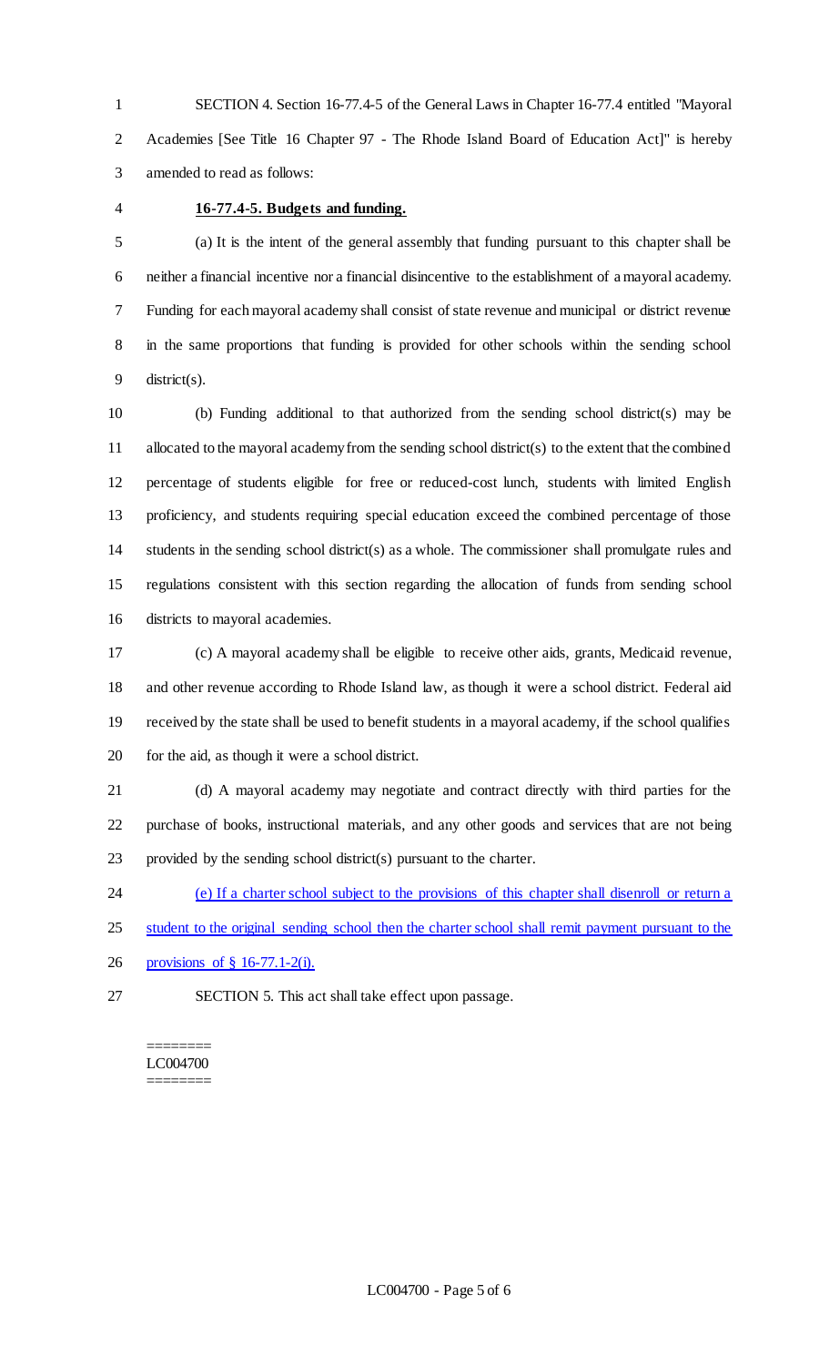SECTION 4. Section 16-77.4-5 of the General Laws in Chapter 16-77.4 entitled "Mayoral Academies [See Title 16 Chapter 97 - The Rhode Island Board of Education Act]" is hereby amended to read as follows:

**16-77.4-5. Budgets and funding.**

(a) It is the intent of the general assembly that funding pursuant to this chapter shall be neither a financial incentive nor a financial disincentive to the establishment of a mayoral academy. Funding for each mayoral academy shall consist of state revenue and municipal or district revenue in the same proportions that funding is provided for other schools within the sending school district(s).

(b) Funding additional to that authorized from the sending school district(s) may be allocated to the mayoral academy from the sending school district(s) to the extent that the combined percentage of students eligible for free or reduced-cost lunch, students with limited English proficiency, and students requiring special education exceed the combined percentage of those students in the sending school district(s) as a whole. The commissioner shall promulgate rules and regulations consistent with this section regarding the allocation of funds from sending school districts to mayoral academies.

(c) A mayoral academy shall be eligible to receive other aids, grants, Medicaid revenue, and other revenue according to Rhode Island law, as though it were a school district. Federal aid received by the state shall be used to benefit students in a mayoral academy, if the school qualifies for the aid, as though it were a school district.

(d) A mayoral academy may negotiate and contract directly with third parties for the purchase of books, instructional materials, and any other goods and services that are not being provided by the sending school district(s) pursuant to the charter.

(e) If a charter school subject to the provisions of this chapter shall disenroll or return a student to the original sending school then the charter school shall remit payment pursuant to the provisions of § 16-77.1-2(i).

SECTION 5. This act shall take effect upon passage.

========
LC004700
========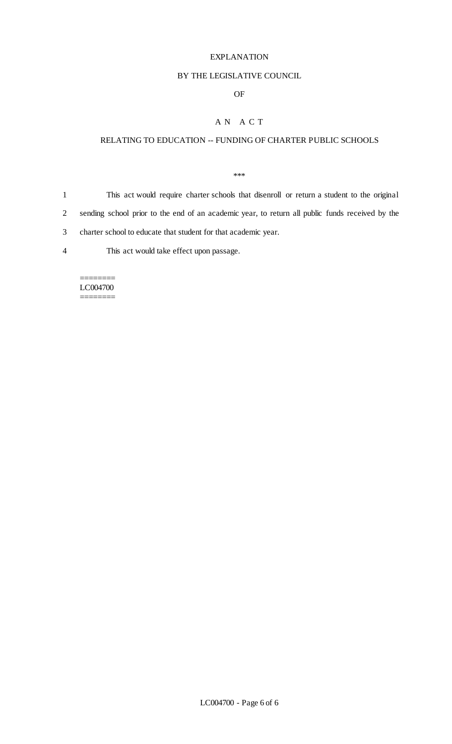EXPLANATION

BY THE LEGISLATIVE COUNCIL

OF

A N A C T

RELATING TO EDUCATION -- FUNDING OF CHARTER PUBLIC SCHOOLS

***

1 This act would require charter schools that disenroll or return a student to the original
2 sending school prior to the end of an academic year, to return all public funds received by the
3 charter school to educate that student for that academic year.
4 This act would take effect upon passage.

========
LC004700
========